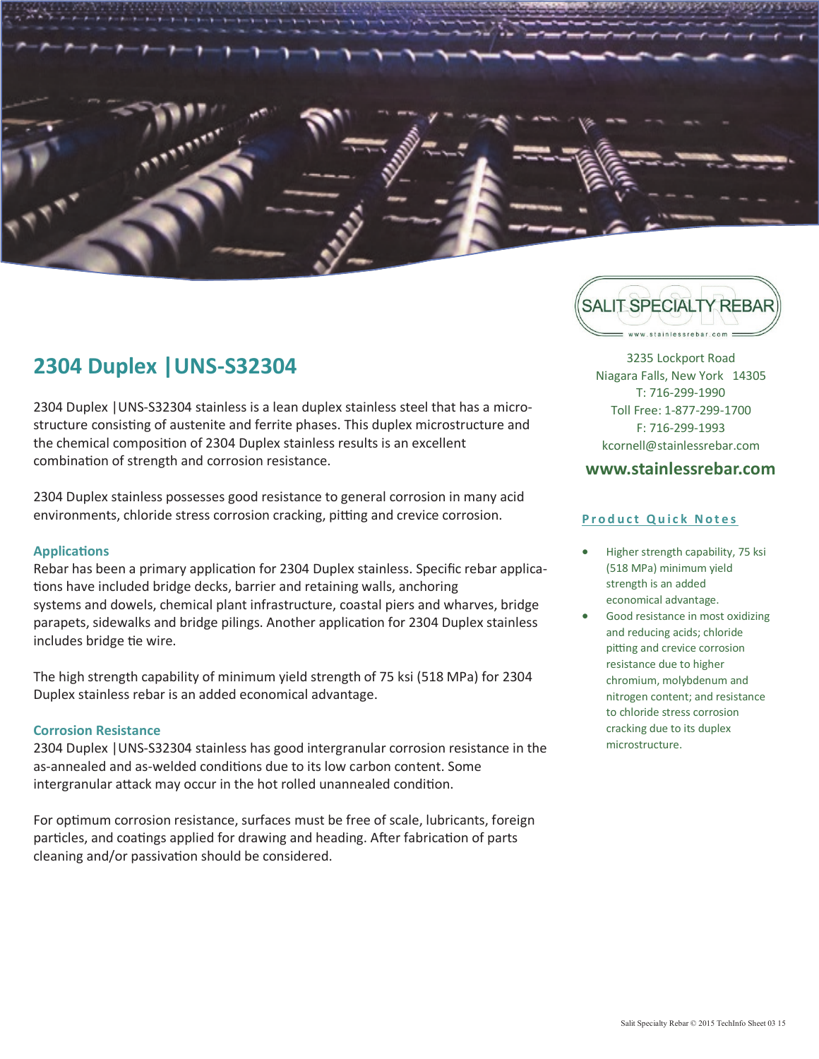# 2304 Duplex |UNS-S32304

2304 Duplex |UNS-S32304 stainless is a lean duplex stainless steel that has a microstructure consisting of austenite and ferrite phases. This duplex microstructure and the chemical composition of 2304 Duplex stainless results is an excellent combination of strength and corrosion resistance.

2304 Duplex stainless possesses good resistance to general corrosion in many acid environments, chloride stress corrosion cracking, pitting and crevice corrosion.

### Applications

Rebar has been a primary application for 2304 Duplex stainless. Specific rebar applications have included bridge decks, barrier and retaining walls, anchoring systems and dowels, chemical plant infrastructure, coastal piers and wharves, bridge parapets, sidewalks and bridge pilings. Another application for 2304 Duplex stainless includes bridge tie wire.

The high strength capability of minimum yield strength of 75 ksi (518 MPa) for 2304 Duplex stainless rebar is an added economical advantage.

### Corrosion Resistance

2304 Duplex |UNS-S32304 stainless has good intergranular corrosion resistance in the as-annealed and as-welded conditions due to its low carbon content. Some intergranular attack may occur in the hot rolled unannealed condition.

For optimum corrosion resistance, surfaces must be free of scale, lubricants, foreign particles, and coatings applied for drawing and heading. After fabrication of parts cleaning and/or passivation should be considered.

SALIT SPECIALTY REBAR
www.stainlessrebar.com

3235 Lockport Road
Niagara Falls, New York 14305
T: 716-299-1990
Toll Free: 1-877-299-1700
F: 716-299-1993
kcornell@stainlessrebar.com

**www.stainlessrebar.com**

### Product Quick Notes

- Higher strength capability, 75 ksi (518 MPa) minimum yield strength is an added economical advantage.
- Good resistance in most oxidizing and reducing acids; chloride pitting and crevice corrosion resistance due to higher chromium, molybdenum and nitrogen content; and resistance to chloride stress corrosion cracking due to its duplex microstructure.

Salit Specialty Rebar © 2015 TechInfo Sheet 03 15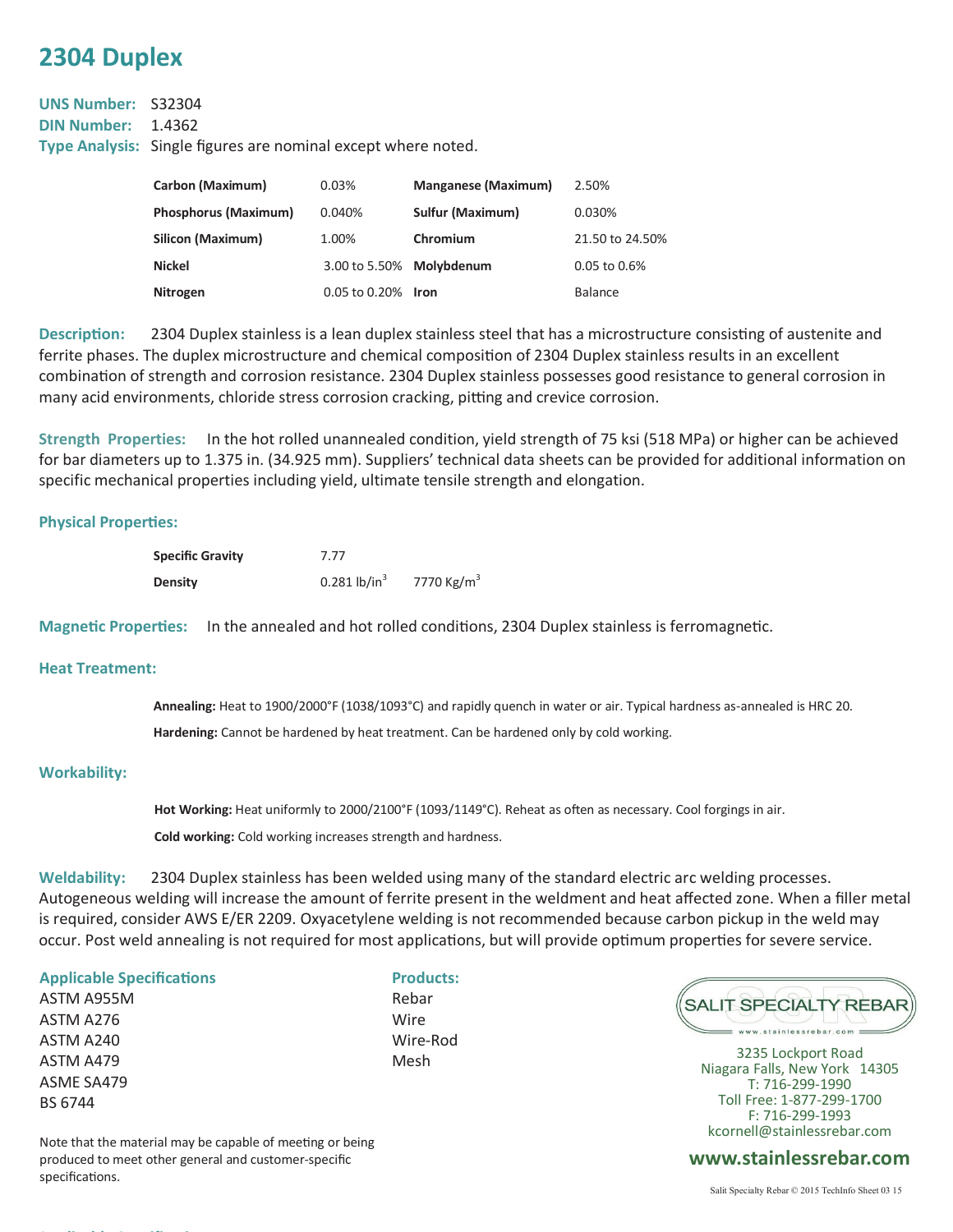# 2304 Duplex

**UNS Number:** S32304
**DIN Number:** 1.4362
**Type Analysis:** Single figures are nominal except where noted.

| | | | |
|---|---|---|---|
| **Carbon (Maximum)** | 0.03% | **Manganese (Maximum)** | 2.50% |
| **Phosphorus (Maximum)** | 0.040% | **Sulfur (Maximum)** | 0.030% |
| **Silicon (Maximum)** | 1.00% | **Chromium** | 21.50 to 24.50% |
| **Nickel** | 3.00 to 5.50% | **Molybdenum** | 0.05 to 0.6% |
| **Nitrogen** | 0.05 to 0.20% | **Iron** | Balance |

**Description:** 2304 Duplex stainless is a lean duplex stainless steel that has a microstructure consisting of austenite and ferrite phases. The duplex microstructure and chemical composition of 2304 Duplex stainless results in an excellent combination of strength and corrosion resistance. 2304 Duplex stainless possesses good resistance to general corrosion in many acid environments, chloride stress corrosion cracking, pitting and crevice corrosion.

**Strength Properties:** In the hot rolled unannealed condition, yield strength of 75 ksi (518 MPa) or higher can be achieved for bar diameters up to 1.375 in. (34.925 mm). Suppliers' technical data sheets can be provided for additional information on specific mechanical properties including yield, ultimate tensile strength and elongation.

**Physical Properties:**

| | | |
|---|---|---|
| **Specific Gravity** | 7.77 | |
| **Density** | 0.281 lb/in$^3$ | 7770 Kg/m$^3$ |

**Magnetic Properties:** In the annealed and hot rolled conditions, 2304 Duplex stainless is ferromagnetic.

**Heat Treatment:**

**Annealing:** Heat to 1900/2000°F (1038/1093°C) and rapidly quench in water or air. Typical hardness as-annealed is HRC 20.

**Hardening:** Cannot be hardened by heat treatment. Can be hardened only by cold working.

**Workability:**

**Hot Working:** Heat uniformly to 2000/2100°F (1093/1149°C). Reheat as often as necessary. Cool forgings in air.

**Cold working:** Cold working increases strength and hardness.

**Weldability:** 2304 Duplex stainless has been welded using many of the standard electric arc welding processes. Autogeneous welding will increase the amount of ferrite present in the weldment and heat affected zone. When a filler metal is required, consider AWS E/ER 2209. Oxyacetylene welding is not recommended because carbon pickup in the weld may occur. Post weld annealing is not required for most applications, but will provide optimum properties for severe service.

**Applicable Specifications**

ASTM A955M
ASTM A276
ASTM A240
ASTM A479
ASME SA479
BS 6744

**Products:**

Rebar
Wire
Wire-Rod
Mesh

Note that the material may be capable of meeting or being produced to meet other general and customer-specific specifications.

SALIT SPECIALTY REBAR
www.stainlessrebar.com

3235 Lockport Road
Niagara Falls, New York 14305
T: 716-299-1990
Toll Free: 1-877-299-1700
F: 716-299-1993
kcornell@stainlessrebar.com

**www.stainlessrebar.com**

Salit Specialty Rebar © 2015 TechInfo Sheet 03 15